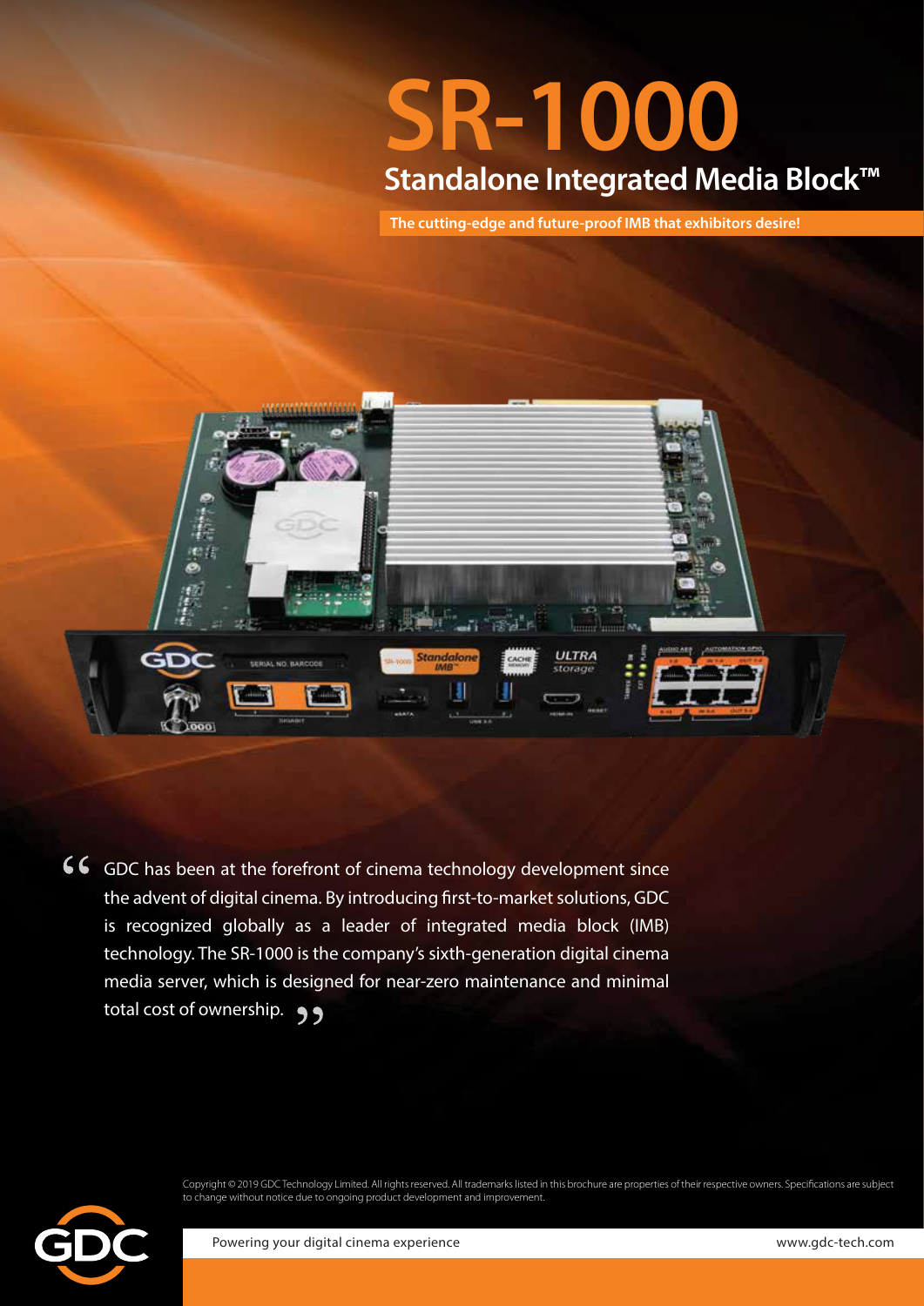# SR-1000

## Standalone Integrated Media Block™

**The cutting-edge and future-proof IMB that exhibitors desire!**

> GDC has been at the forefront of cinema technology development since the advent of digital cinema. By introducing first-to-market solutions, GDC is recognized globally as a leader of integrated media block (IMB) technology. The SR-1000 is the company's sixth-generation digital cinema media server, which is designed for near-zero maintenance and minimal total cost of ownership.

Copyright © 2019 GDC Technology Limited. All rights reserved. All trademarks listed in this brochure are properties of their respective owners. Specifications are subject to change without notice due to ongoing product development and improvement.

Powering your digital cinema experience

www.gdc-tech.com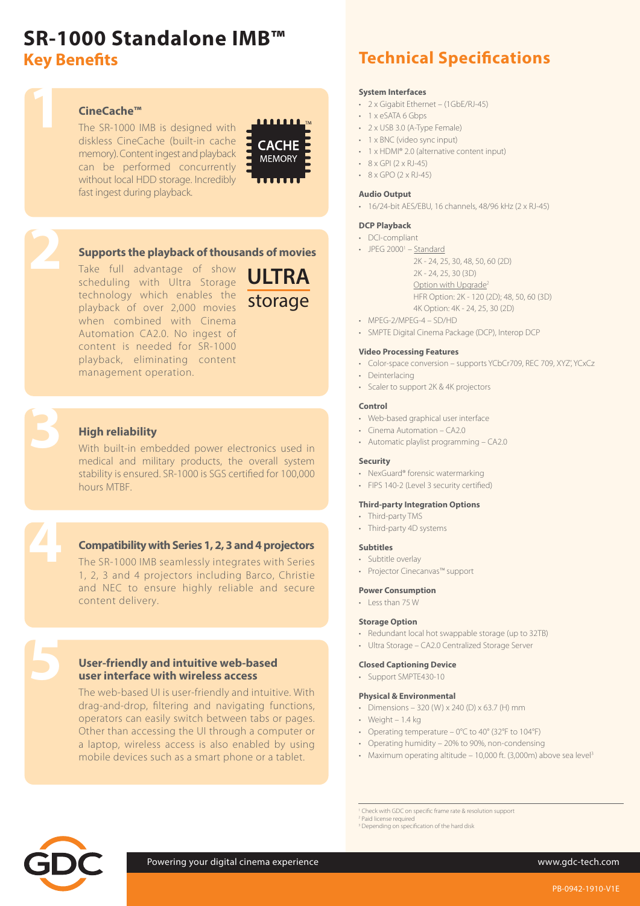# SR-1000 Standalone IMB™

## Key Benefits

### 1 CineCache™

The SR-1000 IMB is designed with diskless CineCache (built-in cache memory). Content ingest and playback can be performed concurrently without local HDD storage. Incredibly fast ingest during playback.

### 2 Supports the playback of thousands of movies

Take full advantage of show scheduling with Ultra Storage technology which enables the playback of over 2,000 movies when combined with Cinema Automation CA2.0. No ingest of content is needed for SR-1000 playback, eliminating content management operation.

### 3 High reliability

With built-in embedded power electronics used in medical and military products, the overall system stability is ensured. SR-1000 is SGS certified for 100,000 hours MTBF.

### 4 Compatibility with Series 1, 2, 3 and 4 projectors

The SR-1000 IMB seamlessly integrates with Series 1, 2, 3 and 4 projectors including Barco, Christie and NEC to ensure highly reliable and secure content delivery.

### 5 User-friendly and intuitive web-based user interface with wireless access

The web-based UI is user-friendly and intuitive. With drag-and-drop, filtering and navigating functions, operators can easily switch between tabs or pages. Other than accessing the UI through a computer or a laptop, wireless access is also enabled by using mobile devices such as a smart phone or a tablet.

## Technical Specifications

**System Interfaces**

- 2 x Gigabit Ethernet – (1GbE/RJ-45)
- 1 x eSATA 6 Gbps
- 2 x USB 3.0 (A-Type Female)
- 1 x BNC (video sync input)
- 1 x HDMI® 2.0 (alternative content input)
- 8 x GPI (2 x RJ-45)
- 8 x GPO (2 x RJ-45)

**Audio Output**

- 16/24-bit AES/EBU, 16 channels, 48/96 kHz (2 x RJ-45)

**DCP Playback**

- DCI-compliant
- JPEG 2000[1] – Standard
  - 2K - 24, 25, 30, 48, 50, 60 (2D)
  - 2K - 24, 25, 30 (3D)
  - Option with Upgrade[2]
  - HFR Option: 2K - 120 (2D); 48, 50, 60 (3D)
  - 4K Option: 4K - 24, 25, 30 (2D)
- MPEG-2/MPEG-4 – SD/HD
- SMPTE Digital Cinema Package (DCP), Interop DCP

**Video Processing Features**

- Color-space conversion – supports YCbCr709, REC 709, XYZ', YCxCz
- Deinterlacing
- Scaler to support 2K & 4K projectors

**Control**

- Web-based graphical user interface
- Cinema Automation – CA2.0
- Automatic playlist programming – CA2.0

**Security**

- NexGuard® forensic watermarking
- FIPS 140-2 (Level 3 security certified)

**Third-party Integration Options**

- Third-party TMS
- Third-party 4D systems

**Subtitles**

- Subtitle overlay
- Projector Cinecanvas™ support

**Power Consumption**

- Less than 75 W

**Storage Option**

- Redundant local hot swappable storage (up to 32TB)
- Ultra Storage – CA2.0 Centralized Storage Server

**Closed Captioning Device**

- Support SMPTE430-10

**Physical & Environmental**

- Dimensions – 320 (W) x 240 (D) x 63.7 (H) mm
- Weight – 1.4 kg
- Operating temperature – 0°C to 40° (32°F to 104°F)
- Operating humidity – 20% to 90%, non-condensing
- Maximum operating altitude – 10,000 ft. (3,000m) above sea level[3]

[1] Check with GDC on specific frame rate & resolution support
[2] Paid license required
[3] Depending on specification of the hard disk

Powering your digital cinema experience

www.gdc-tech.com

PB-0942-1910-V1E